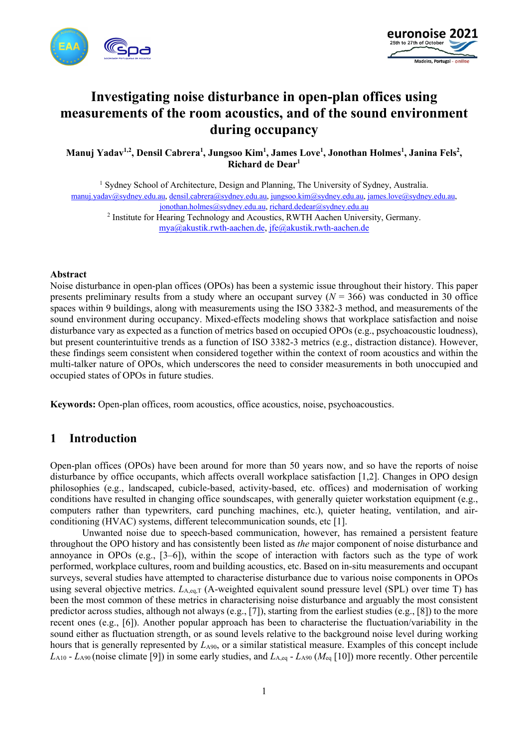# Investigating noise disturbance in open-plan offices using measurements of the room acoustics, and of the sound environment during occupancy

**Manuj Yadav[1,2], Densil Cabrera[1], Jungsoo Kim[1], James Love[1], Jonathan Holmes[1], Janina Fels[2], Richard de Dear[1]**

[1] Sydney School of Architecture, Design and Planning, The University of Sydney, Australia.
manuj.yadav@sydney.edu.au, densil.cabrera@sydney.edu.au, jungsoo.kim@sydney.edu.au, james.love@sydney.edu.au, jonathan.holmes@sydney.edu.au, richard.dedear@sydney.edu.au

[2] Institute for Hearing Technology and Acoustics, RWTH Aachen University, Germany.
mya@akustik.rwth-aachen.de, jfe@akustik.rwth-aachen.de

**Abstract**

Noise disturbance in open-plan offices (OPOs) has been a systemic issue throughout their history. This paper presents preliminary results from a study where an occupant survey ($N$ = 366) was conducted in 30 office spaces within 9 buildings, along with measurements using the ISO 3382-3 method, and measurements of the sound environment during occupancy. Mixed-effects modeling shows that workplace satisfaction and noise disturbance vary as expected as a function of metrics based on occupied OPOs (e.g., psychoacoustic loudness), but present counterintuitive trends as a function of ISO 3382-3 metrics (e.g., distraction distance). However, these findings seem consistent when considered together within the context of room acoustics and within the multi-talker nature of OPOs, which underscores the need to consider measurements in both unoccupied and occupied states of OPOs in future studies.

**Keywords:** Open-plan offices, room acoustics, office acoustics, noise, psychoacoustics.

## 1 Introduction

Open-plan offices (OPOs) have been around for more than 50 years now, and so have the reports of noise disturbance by office occupants, which affects overall workplace satisfaction [1,2]. Changes in OPO design philosophies (e.g., landscaped, cubicle-based, activity-based, etc. offices) and modernisation of working conditions have resulted in changing office soundscapes, with generally quieter workstation equipment (e.g., computers rather than typewriters, card punching machines, etc.), quieter heating, ventilation, and air-conditioning (HVAC) systems, different telecommunication sounds, etc [1].

Unwanted noise due to speech-based communication, however, has remained a persistent feature throughout the OPO history and has consistently been listed as *the* major component of noise disturbance and annoyance in OPOs (e.g., [3–6]), within the scope of interaction with factors such as the type of work performed, workplace cultures, room and building acoustics, etc. Based on in-situ measurements and occupant surveys, several studies have attempted to characterise disturbance due to various noise components in OPOs using several objective metrics. $L_{A,eq,T}$ (A-weighted equivalent sound pressure level (SPL) over time T) has been the most common of these metrics in characterising noise disturbance and arguably the most consistent predictor across studies, although not always (e.g., [7]), starting from the earliest studies (e.g., [8]) to the more recent ones (e.g., [6]). Another popular approach has been to characterise the fluctuation/variability in the sound either as fluctuation strength, or as sound levels relative to the background noise level during working hours that is generally represented by $L_{A90}$, or a similar statistical measure. Examples of this concept include $L_{A10}$ - $L_{A90}$ (noise climate [9]) in some early studies, and $L_{A,eq}$ - $L_{A90}$ ($M_{eq}$ [10]) more recently. Other percentile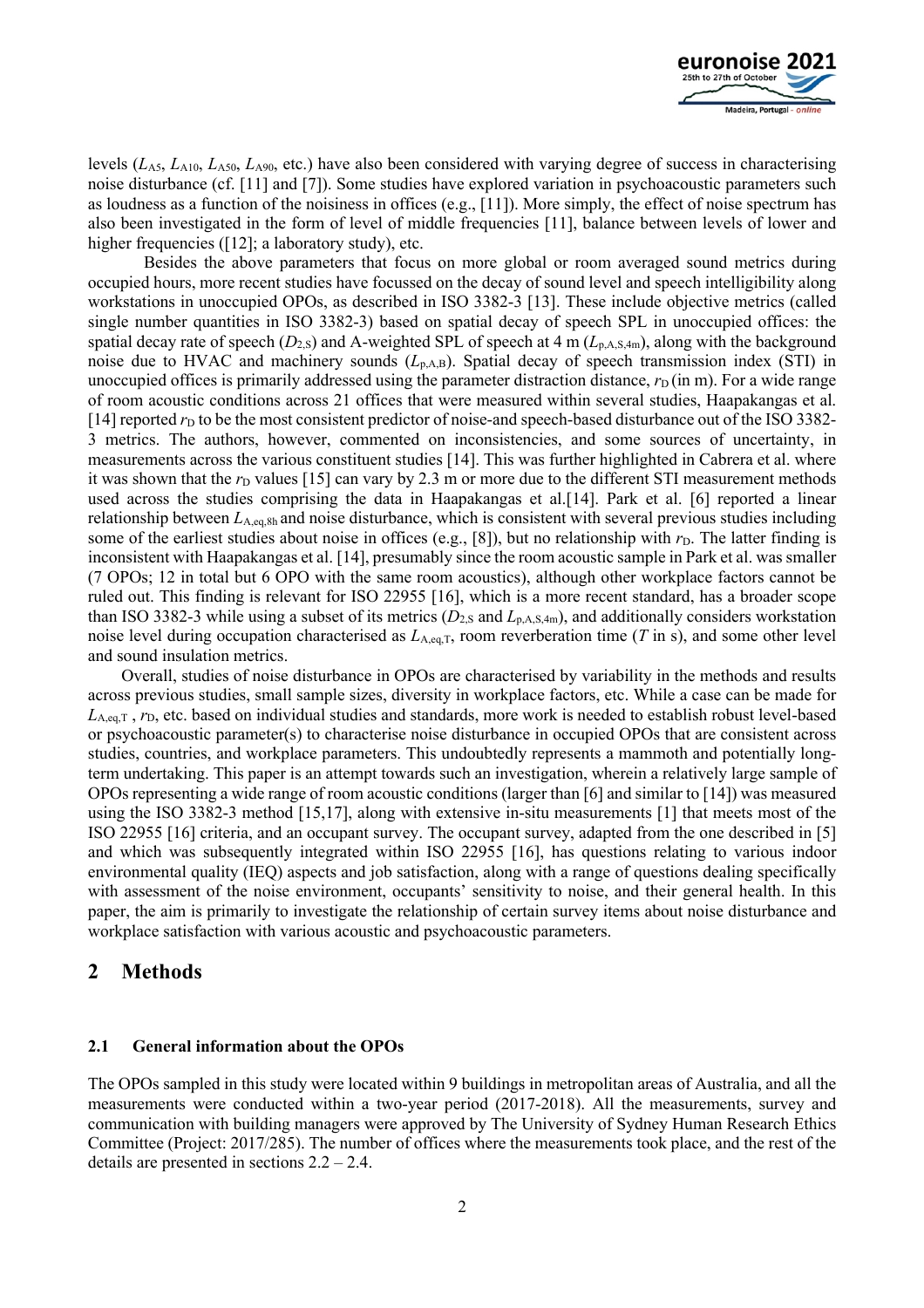levels ($L_{A5}$, $L_{A10}$, $L_{A50}$, $L_{A90}$, etc.) have also been considered with varying degree of success in characterising noise disturbance (cf. [11] and [7]). Some studies have explored variation in psychoacoustic parameters such as loudness as a function of the noisiness in offices (e.g., [11]). More simply, the effect of noise spectrum has also been investigated in the form of level of middle frequencies [11], balance between levels of lower and higher frequencies ([12]; a laboratory study), etc.

Besides the above parameters that focus on more global or room averaged sound metrics during occupied hours, more recent studies have focussed on the decay of sound level and speech intelligibility along workstations in unoccupied OPOs, as described in ISO 3382-3 [13]. These include objective metrics (called single number quantities in ISO 3382-3) based on spatial decay of speech SPL in unoccupied offices: the spatial decay rate of speech ($D_{2,S}$) and A-weighted SPL of speech at 4 m ($L_{p,A,S,4m}$), along with the background noise due to HVAC and machinery sounds ($L_{p,A,B}$). Spatial decay of speech transmission index (STI) in unoccupied offices is primarily addressed using the parameter distraction distance, $r_D$ (in m). For a wide range of room acoustic conditions across 21 offices that were measured within several studies, Haapakangas et al. [14] reported $r_D$ to be the most consistent predictor of noise-and speech-based disturbance out of the ISO 3382-3 metrics. The authors, however, commented on inconsistencies, and some sources of uncertainty, in measurements across the various constituent studies [14]. This was further highlighted in Cabrera et al. where it was shown that the $r_D$ values [15] can vary by 2.3 m or more due to the different STI measurement methods used across the studies comprising the data in Haapakangas et al.[14]. Park et al. [6] reported a linear relationship between $L_{A,eq,8h}$ and noise disturbance, which is consistent with several previous studies including some of the earliest studies about noise in offices (e.g., [8]), but no relationship with $r_D$. The latter finding is inconsistent with Haapakangas et al. [14], presumably since the room acoustic sample in Park et al. was smaller (7 OPOs; 12 in total but 6 OPO with the same room acoustics), although other workplace factors cannot be ruled out. This finding is relevant for ISO 22955 [16], which is a more recent standard, has a broader scope than ISO 3382-3 while using a subset of its metrics ($D_{2,S}$ and $L_{p,A,S,4m}$), and additionally considers workstation noise level during occupation characterised as $L_{A,eq,T}$, room reverberation time ($T$ in s), and some other level and sound insulation metrics.

Overall, studies of noise disturbance in OPOs are characterised by variability in the methods and results across previous studies, small sample sizes, diversity in workplace factors, etc. While a case can be made for $L_{A,eq,T}$ , $r_D$, etc. based on individual studies and standards, more work is needed to establish robust level-based or psychoacoustic parameter(s) to characterise noise disturbance in occupied OPOs that are consistent across studies, countries, and workplace parameters. This undoubtedly represents a mammoth and potentially long-term undertaking. This paper is an attempt towards such an investigation, wherein a relatively large sample of OPOs representing a wide range of room acoustic conditions (larger than [6] and similar to [14]) was measured using the ISO 3382-3 method [15,17], along with extensive in-situ measurements [1] that meets most of the ISO 22955 [16] criteria, and an occupant survey. The occupant survey, adapted from the one described in [5] and which was subsequently integrated within ISO 22955 [16], has questions relating to various indoor environmental quality (IEQ) aspects and job satisfaction, along with a range of questions dealing specifically with assessment of the noise environment, occupants' sensitivity to noise, and their general health. In this paper, the aim is primarily to investigate the relationship of certain survey items about noise disturbance and workplace satisfaction with various acoustic and psychoacoustic parameters.

## 2 Methods

### 2.1 General information about the OPOs

The OPOs sampled in this study were located within 9 buildings in metropolitan areas of Australia, and all the measurements were conducted within a two-year period (2017-2018). All the measurements, survey and communication with building managers were approved by The University of Sydney Human Research Ethics Committee (Project: 2017/285). The number of offices where the measurements took place, and the rest of the details are presented in sections 2.2 – 2.4.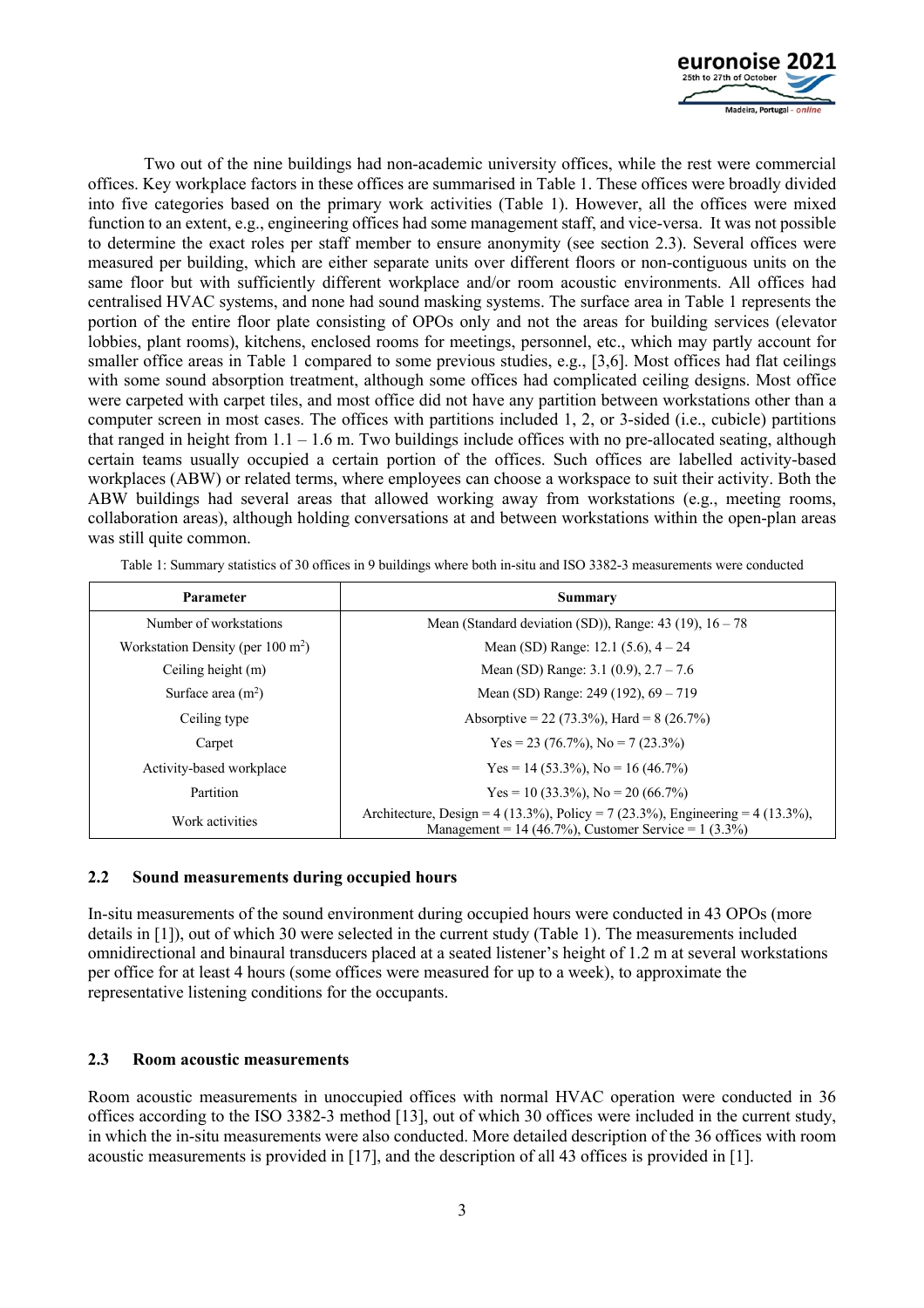Two out of the nine buildings had non-academic university offices, while the rest were commercial offices. Key workplace factors in these offices are summarised in Table 1. These offices were broadly divided into five categories based on the primary work activities (Table 1). However, all the offices were mixed function to an extent, e.g., engineering offices had some management staff, and vice-versa. It was not possible to determine the exact roles per staff member to ensure anonymity (see section 2.3). Several offices were measured per building, which are either separate units over different floors or non-contiguous units on the same floor but with sufficiently different workplace and/or room acoustic environments. All offices had centralised HVAC systems, and none had sound masking systems. The surface area in Table 1 represents the portion of the entire floor plate consisting of OPOs only and not the areas for building services (elevator lobbies, plant rooms), kitchens, enclosed rooms for meetings, personnel, etc., which may partly account for smaller office areas in Table 1 compared to some previous studies, e.g., [3,6]. Most offices had flat ceilings with some sound absorption treatment, although some offices had complicated ceiling designs. Most office were carpeted with carpet tiles, and most office did not have any partition between workstations other than a computer screen in most cases. The offices with partitions included 1, 2, or 3-sided (i.e., cubicle) partitions that ranged in height from 1.1 – 1.6 m. Two buildings include offices with no pre-allocated seating, although certain teams usually occupied a certain portion of the offices. Such offices are labelled activity-based workplaces (ABW) or related terms, where employees can choose a workspace to suit their activity. Both the ABW buildings had several areas that allowed working away from workstations (e.g., meeting rooms, collaboration areas), although holding conversations at and between workstations within the open-plan areas was still quite common.

Table 1: Summary statistics of 30 offices in 9 buildings where both in-situ and ISO 3382-3 measurements were conducted

| Parameter | Summary |
|---|---|
| Number of workstations | Mean (Standard deviation (SD)), Range: 43 (19), 16 – 78 |
| Workstation Density (per 100 $m^2$) | Mean (SD) Range: 12.1 (5.6), 4 – 24 |
| Ceiling height (m) | Mean (SD) Range: 3.1 (0.9), 2.7 – 7.6 |
| Surface area ($m^2$) | Mean (SD) Range: 249 (192), 69 – 719 |
| Ceiling type | Absorptive = 22 (73.3%), Hard = 8 (26.7%) |
| Carpet | Yes = 23 (76.7%), No = 7 (23.3%) |
| Activity-based workplace | Yes = 14 (53.3%), No = 16 (46.7%) |
| Partition | Yes = 10 (33.3%), No = 20 (66.7%) |
| Work activities | Architecture, Design = 4 (13.3%), Policy = 7 (23.3%), Engineering = 4 (13.3%), Management = 14 (46.7%), Customer Service = 1 (3.3%) |

## 2.2 Sound measurements during occupied hours

In-situ measurements of the sound environment during occupied hours were conducted in 43 OPOs (more details in [1]), out of which 30 were selected in the current study (Table 1). The measurements included omnidirectional and binaural transducers placed at a seated listener's height of 1.2 m at several workstations per office for at least 4 hours (some offices were measured for up to a week), to approximate the representative listening conditions for the occupants.

## 2.3 Room acoustic measurements

Room acoustic measurements in unoccupied offices with normal HVAC operation were conducted in 36 offices according to the ISO 3382-3 method [13], out of which 30 offices were included in the current study, in which the in-situ measurements were also conducted. More detailed description of the 36 offices with room acoustic measurements is provided in [17], and the description of all 43 offices is provided in [1].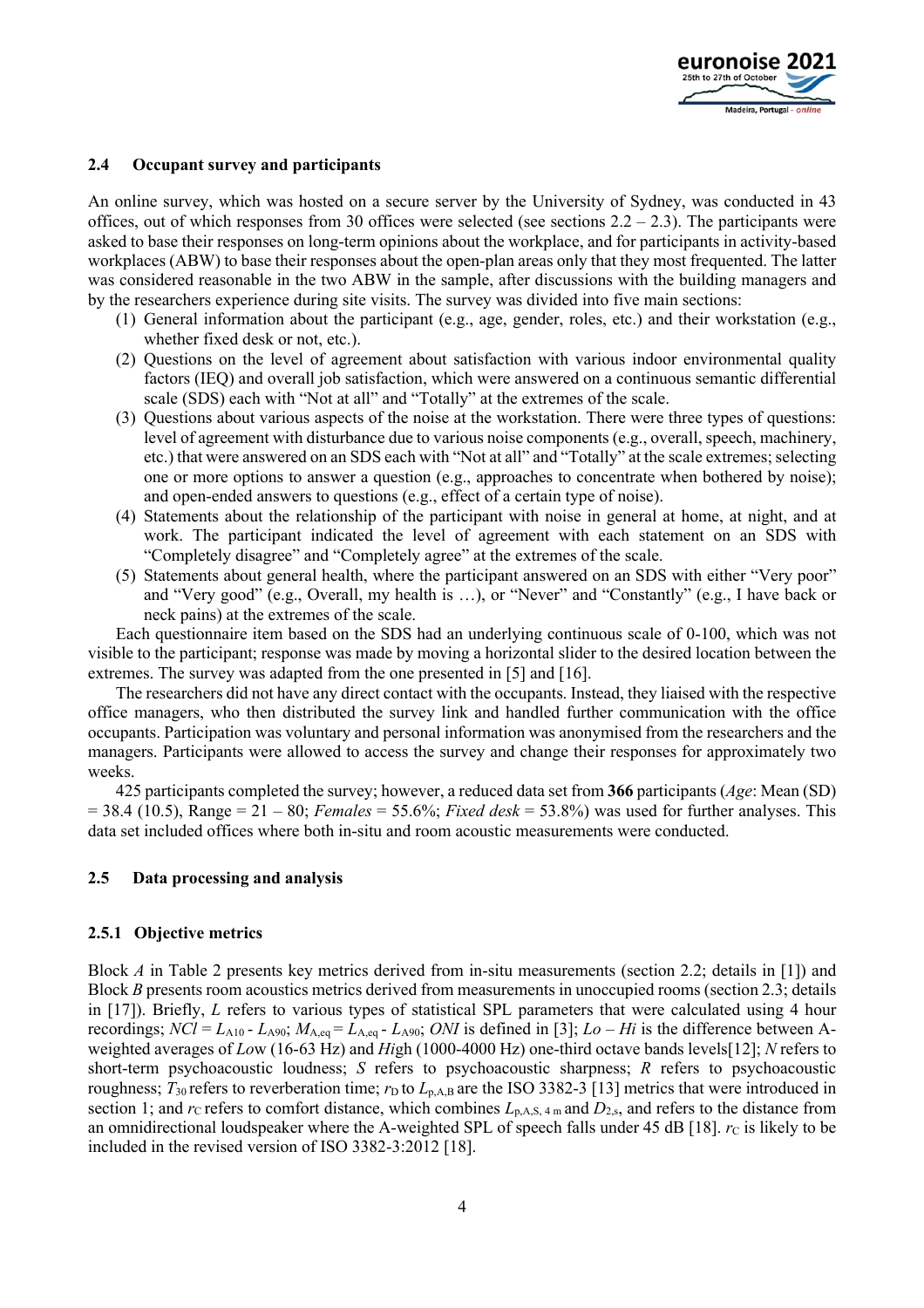### 2.4 Occupant survey and participants

An online survey, which was hosted on a secure server by the University of Sydney, was conducted in 43 offices, out of which responses from 30 offices were selected (see sections 2.2 – 2.3). The participants were asked to base their responses on long-term opinions about the workplace, and for participants in activity-based workplaces (ABW) to base their responses about the open-plan areas only that they most frequented. The latter was considered reasonable in the two ABW in the sample, after discussions with the building managers and by the researchers experience during site visits. The survey was divided into five main sections:

1. General information about the participant (e.g., age, gender, roles, etc.) and their workstation (e.g., whether fixed desk or not, etc.).
2. Questions on the level of agreement about satisfaction with various indoor environmental quality factors (IEQ) and overall job satisfaction, which were answered on a continuous semantic differential scale (SDS) each with "Not at all" and "Totally" at the extremes of the scale.
3. Questions about various aspects of the noise at the workstation. There were three types of questions: level of agreement with disturbance due to various noise components (e.g., overall, speech, machinery, etc.) that were answered on an SDS each with "Not at all" and "Totally" at the scale extremes; selecting one or more options to answer a question (e.g., approaches to concentrate when bothered by noise); and open-ended answers to questions (e.g., effect of a certain type of noise).
4. Statements about the relationship of the participant with noise in general at home, at night, and at work. The participant indicated the level of agreement with each statement on an SDS with "Completely disagree" and "Completely agree" at the extremes of the scale.
5. Statements about general health, where the participant answered on an SDS with either "Very poor" and "Very good" (e.g., Overall, my health is …), or "Never" and "Constantly" (e.g., I have back or neck pains) at the extremes of the scale.

Each questionnaire item based on the SDS had an underlying continuous scale of 0-100, which was not visible to the participant; response was made by moving a horizontal slider to the desired location between the extremes. The survey was adapted from the one presented in [5] and [16].

The researchers did not have any direct contact with the occupants. Instead, they liaised with the respective office managers, who then distributed the survey link and handled further communication with the office occupants. Participation was voluntary and personal information was anonymised from the researchers and the managers. Participants were allowed to access the survey and change their responses for approximately two weeks.

425 participants completed the survey; however, a reduced data set from **366** participants (*Age*: Mean (SD) = 38.4 (10.5), Range = 21 – 80; *Females* = 55.6%; *Fixed desk* = 53.8%) was used for further analyses. This data set included offices where both in-situ and room acoustic measurements were conducted.

### 2.5 Data processing and analysis

#### 2.5.1 Objective metrics

Block *A* in Table 2 presents key metrics derived from in-situ measurements (section 2.2; details in [1]) and Block *B* presents room acoustics metrics derived from measurements in unoccupied rooms (section 2.3; details in [17]). Briefly, *L* refers to various types of statistical SPL parameters that were calculated using 4 hour recordings; $NCl = L_{A10} - L_{A90}$; $M_{A,eq} = L_{A,eq} - L_{A90}$; *ONI* is defined in [3]; *Lo – Hi* is the difference between A-weighted averages of *Lo*w (16-63 Hz) and *Hi*gh (1000-4000 Hz) one-third octave bands levels[12]; *N* refers to short-term psychoacoustic loudness; *S* refers to psychoacoustic sharpness; *R* refers to psychoacoustic roughness; $T_{30}$ refers to reverberation time; $r_D$ to $L_{p,A,B}$ are the ISO 3382-3 [13] metrics that were introduced in section 1; and $r_C$ refers to comfort distance, which combines $L_{p,A,S,\,4\,m}$ and $D_{2,s}$, and refers to the distance from an omnidirectional loudspeaker where the A-weighted SPL of speech falls under 45 dB [18]. $r_C$ is likely to be included in the revised version of ISO 3382-3:2012 [18].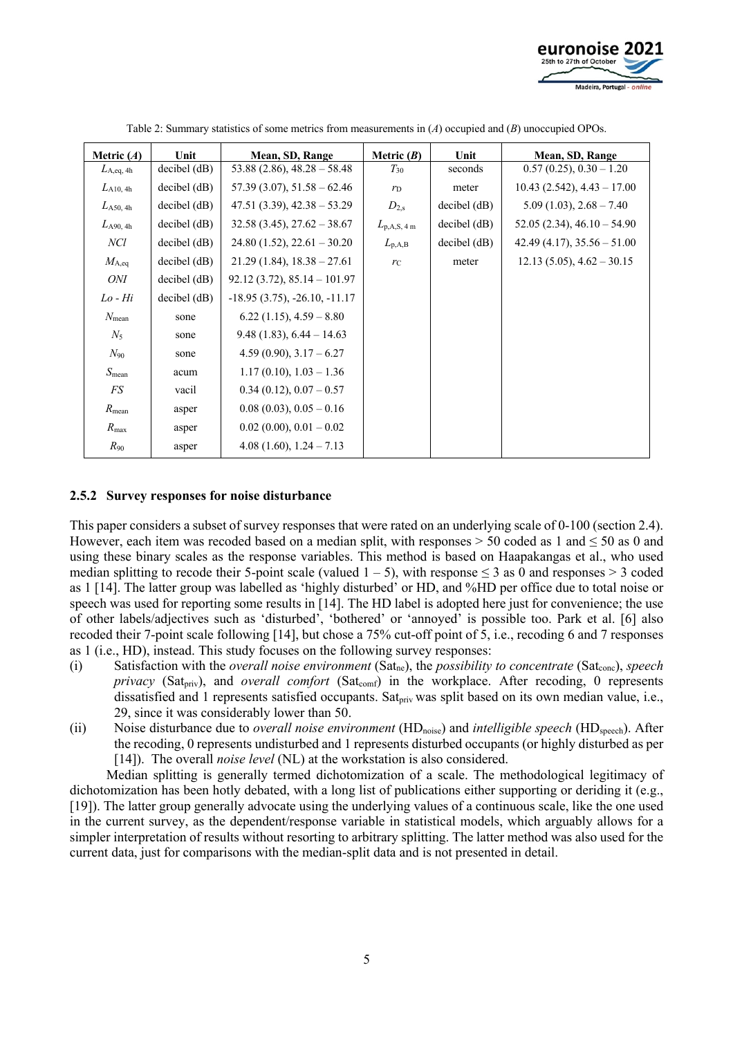Table 2: Summary statistics of some metrics from measurements in (*A*) occupied and (*B*) unoccupied OPOs.

| Metric (*A*) | Unit | Mean, SD, Range | Metric (*B*) | Unit | Mean, SD, Range |
|---|---|---|---|---|---|
| $L_{A,eq,\,4h}$ | decibel (dB) | 53.88 (2.86), 48.28 – 58.48 | $T_{30}$ | seconds | 0.57 (0.25), 0.30 – 1.20 |
| $L_{A10,\,4h}$ | decibel (dB) | 57.39 (3.07), 51.58 – 62.46 | $r_D$ | meter | 10.43 (2.542), 4.43 – 17.00 |
| $L_{A50,\,4h}$ | decibel (dB) | 47.51 (3.39), 42.38 – 53.29 | $D_{2,s}$ | decibel (dB) | 5.09 (1.03), 2.68 – 7.40 |
| $L_{A90,\,4h}$ | decibel (dB) | 32.58 (3.45), 27.62 – 38.67 | $L_{p,A,S,\,4\,m}$ | decibel (dB) | 52.05 (2.34), 46.10 – 54.90 |
| $NCl$ | decibel (dB) | 24.80 (1.52), 22.61 – 30.20 | $L_{p,A,B}$ | decibel (dB) | 42.49 (4.17), 35.56 – 51.00 |
| $M_{A,eq}$ | decibel (dB) | 21.29 (1.84), 18.38 – 27.61 | $r_C$ | meter | 12.13 (5.05), 4.62 – 30.15 |
| $ONI$ | decibel (dB) | 92.12 (3.72), 85.14 – 101.97 | | | |
| $Lo$ - $Hi$ | decibel (dB) | -18.95 (3.75), -26.10, -11.17 | | | |
| $N_{mean}$ | sone | 6.22 (1.15), 4.59 – 8.80 | | | |
| $N_5$ | sone | 9.48 (1.83), 6.44 – 14.63 | | | |
| $N_{90}$ | sone | 4.59 (0.90), 3.17 – 6.27 | | | |
| $S_{mean}$ | acum | 1.17 (0.10), 1.03 – 1.36 | | | |
| $FS$ | vacil | 0.34 (0.12), 0.07 – 0.57 | | | |
| $R_{mean}$ | asper | 0.08 (0.03), 0.05 – 0.16 | | | |
| $R_{max}$ | asper | 0.02 (0.00), 0.01 – 0.02 | | | |
| $R_{90}$ | asper | 4.08 (1.60), 1.24 – 7.13 | | | |

### 2.5.2 Survey responses for noise disturbance

This paper considers a subset of survey responses that were rated on an underlying scale of 0-100 (section 2.4). However, each item was recoded based on a median split, with responses > 50 coded as 1 and ≤ 50 as 0 and using these binary scales as the response variables. This method is based on Haapakangas et al., who used median splitting to recode their 5-point scale (valued 1 – 5), with response ≤ 3 as 0 and responses > 3 coded as 1 [14]. The latter group was labelled as 'highly disturbed' or HD, and %HD per office due to total noise or speech was used for reporting some results in [14]. The HD label is adopted here just for convenience; the use of other labels/adjectives such as 'disturbed', 'bothered' or 'annoyed' is possible too. Park et al. [6] also recoded their 7-point scale following [14], but chose a 75% cut-off point of 5, i.e., recoding 6 and 7 responses as 1 (i.e., HD), instead. This study focuses on the following survey responses:

(i) Satisfaction with the *overall noise environment* ($\text{Sat}_{ne}$), the *possibility to concentrate* ($\text{Sat}_{conc}$), *speech privacy* ($\text{Sat}_{priv}$), and *overall comfort* ($\text{Sat}_{comf}$) in the workplace. After recoding, 0 represents dissatisfied and 1 represents satisfied occupants. $\text{Sat}_{priv}$ was split based on its own median value, i.e., 29, since it was considerably lower than 50.

(ii) Noise disturbance due to *overall noise environment* ($\text{HD}_{noise}$) and *intelligible speech* ($\text{HD}_{speech}$). After the recoding, 0 represents undisturbed and 1 represents disturbed occupants (or highly disturbed as per [14]). The overall *noise level* (NL) at the workstation is also considered.

Median splitting is generally termed dichotomization of a scale. The methodological legitimacy of dichotomization has been hotly debated, with a long list of publications either supporting or deriding it (e.g., [19]). The latter group generally advocate using the underlying values of a continuous scale, like the one used in the current survey, as the dependent/response variable in statistical models, which arguably allows for a simpler interpretation of results without resorting to arbitrary splitting. The latter method was also used for the current data, just for comparisons with the median-split data and is not presented in detail.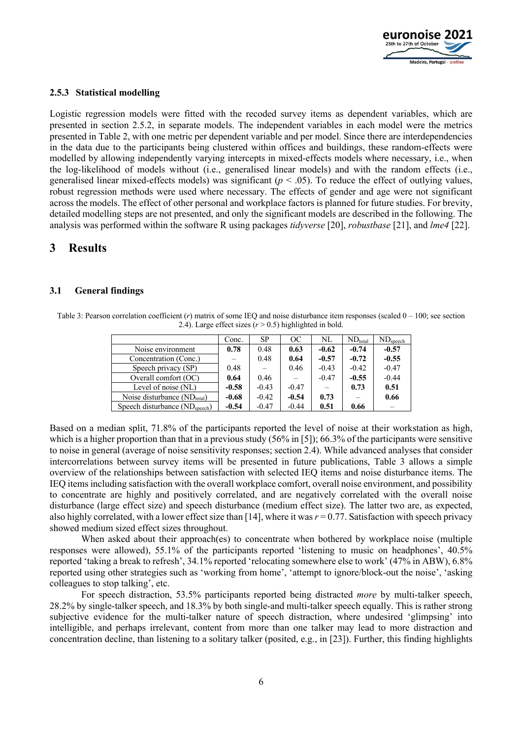### 2.5.3 Statistical modelling

Logistic regression models were fitted with the recoded survey items as dependent variables, which are presented in section 2.5.2, in separate models. The independent variables in each model were the metrics presented in Table 2, with one metric per dependent variable and per model. Since there are interdependencies in the data due to the participants being clustered within offices and buildings, these random-effects were modelled by allowing independently varying intercepts in mixed-effects models where necessary, i.e., when the log-likelihood of models without (i.e., generalised linear models) and with the random effects (i.e., generalised linear mixed-effects models) was significant ($p < .05$). To reduce the effect of outlying values, robust regression methods were used where necessary. The effects of gender and age were not significant across the models. The effect of other personal and workplace factors is planned for future studies. For brevity, detailed modelling steps are not presented, and only the significant models are described in the following. The analysis was performed within the software R using packages *tidyverse* [20], *robustbase* [21], and *lme4* [22].

## 3 Results

### 3.1 General findings

Table 3: Pearson correlation coefficient ($r$) matrix of some IEQ and noise disturbance item responses (scaled 0 – 100; see section 2.4). Large effect sizes ($r > 0.5$) highlighted in bold.

| | Conc. | SP | OC | NL | $ND_{total}$ | $ND_{speech}$ |
|---|---|---|---|---|---|---|
| Noise environment | **0.78** | 0.48 | **0.63** | **-0.62** | **-0.74** | **-0.57** |
| Concentration (Conc.) | – | 0.48 | **0.64** | **-0.57** | **-0.72** | **-0.55** |
| Speech privacy (SP) | 0.48 | – | 0.46 | -0.43 | -0.42 | -0.47 |
| Overall comfort (OC) | **0.64** | 0.46 | – | -0.47 | **-0.55** | -0.44 |
| Level of noise (NL) | **-0.58** | -0.43 | -0.47 | – | **0.73** | **0.51** |
| Noise disturbance ($ND_{total}$) | **-0.68** | -0.42 | **-0.54** | **0.73** | – | **0.66** |
| Speech disturbance ($ND_{speech}$) | **-0.54** | -0.47 | -0.44 | **0.51** | **0.66** | – |

Based on a median split, 71.8% of the participants reported the level of noise at their workstation as high, which is a higher proportion than that in a previous study (56% in [5]); 66.3% of the participants were sensitive to noise in general (average of noise sensitivity responses; section 2.4). While advanced analyses that consider intercorrelations between survey items will be presented in future publications, Table 3 allows a simple overview of the relationships between satisfaction with selected IEQ items and noise disturbance items. The IEQ items including satisfaction with the overall workplace comfort, overall noise environment, and possibility to concentrate are highly and positively correlated, and are negatively correlated with the overall noise disturbance (large effect size) and speech disturbance (medium effect size). The latter two are, as expected, also highly correlated, with a lower effect size than [14], where it was $r = 0.77$. Satisfaction with speech privacy showed medium sized effect sizes throughout.

When asked about their approach(es) to concentrate when bothered by workplace noise (multiple responses were allowed), 55.1% of the participants reported 'listening to music on headphones', 40.5% reported 'taking a break to refresh', 34.1% reported 'relocating somewhere else to work' (47% in ABW), 6.8% reported using other strategies such as 'working from home', 'attempt to ignore/block-out the noise', 'asking colleagues to stop talking', etc.

For speech distraction, 53.5% participants reported being distracted *more* by multi-talker speech, 28.2% by single-talker speech, and 18.3% by both single-and multi-talker speech equally. This is rather strong subjective evidence for the multi-talker nature of speech distraction, where undesired 'glimpsing' into intelligible, and perhaps irrelevant, content from more than one talker may lead to more distraction and concentration decline, than listening to a solitary talker (posited, e.g., in [23]). Further, this finding highlights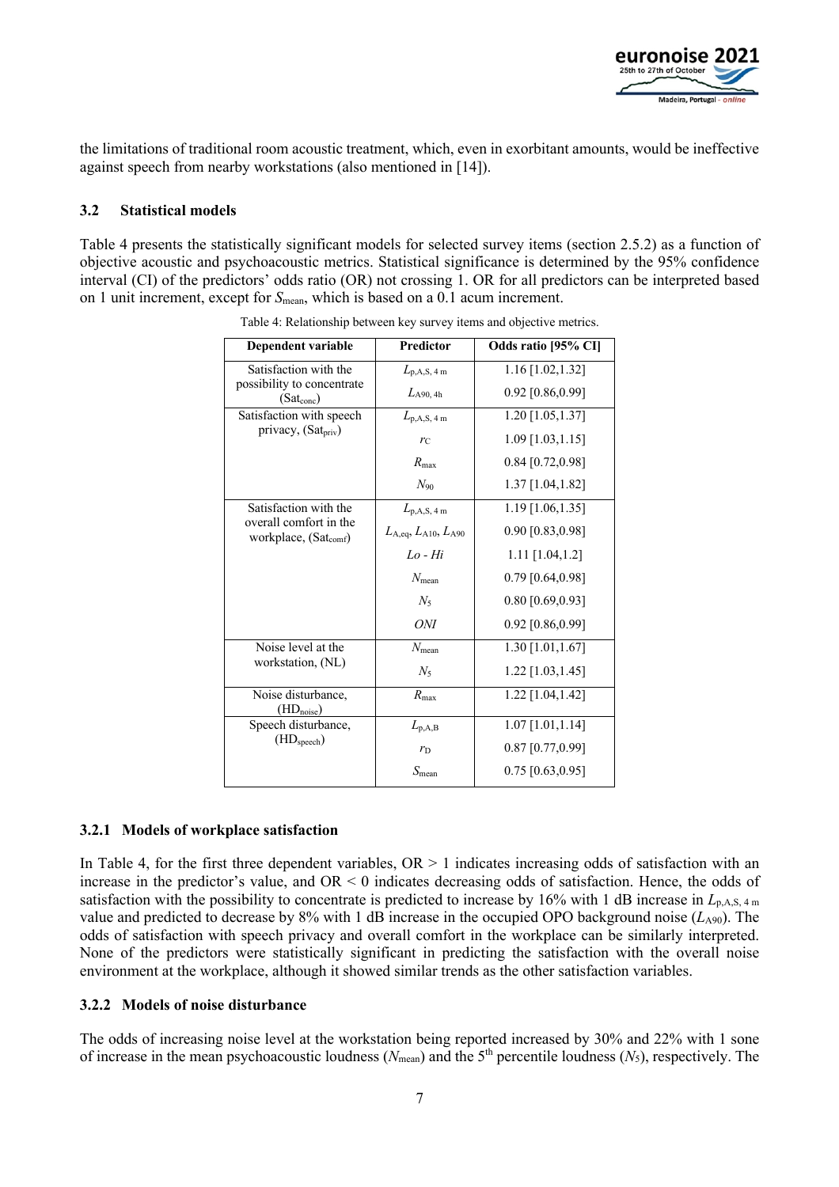the limitations of traditional room acoustic treatment, which, even in exorbitant amounts, would be ineffective against speech from nearby workstations (also mentioned in [14]).

### 3.2 Statistical models

Table 4 presents the statistically significant models for selected survey items (section 2.5.2) as a function of objective acoustic and psychoacoustic metrics. Statistical significance is determined by the 95% confidence interval (CI) of the predictors' odds ratio (OR) not crossing 1. OR for all predictors can be interpreted based on 1 unit increment, except for $S_{mean}$, which is based on a 0.1 acum increment.

Table 4: Relationship between key survey items and objective metrics.

| Dependent variable | Predictor | Odds ratio [95% CI] |
|---|---|---|
| Satisfaction with the possibility to concentrate ($Sat_{conc}$) | $L_{p,A,S,\,4\,m}$ | 1.16 [1.02,1.32] |
| | $L_{A90,\,4h}$ | 0.92 [0.86,0.99] |
| Satisfaction with speech privacy, ($Sat_{priv}$) | $L_{p,A,S,\,4\,m}$ | 1.20 [1.05,1.37] |
| | $r_C$ | 1.09 [1.03,1.15] |
| | $R_{max}$ | 0.84 [0.72,0.98] |
| | $N_{90}$ | 1.37 [1.04,1.82] |
| Satisfaction with the overall comfort in the workplace, ($Sat_{comf}$) | $L_{p,A,S,\,4\,m}$ | 1.19 [1.06,1.35] |
| | $L_{A,eq}$, $L_{A10}$, $L_{A90}$ | 0.90 [0.83,0.98] |
| | $Lo - Hi$ | 1.11 [1.04,1.2] |
| | $N_{mean}$ | 0.79 [0.64,0.98] |
| | $N_5$ | 0.80 [0.69,0.93] |
| | $ONI$ | 0.92 [0.86,0.99] |
| Noise level at the workstation, (NL) | $N_{mean}$ | 1.30 [1.01,1.67] |
| | $N_5$ | 1.22 [1.03,1.45] |
| Noise disturbance, ($HD_{noise}$) | $R_{max}$ | 1.22 [1.04,1.42] |
| Speech disturbance, ($HD_{speech}$) | $L_{p,A,B}$ | 1.07 [1.01,1.14] |
| | $r_D$ | 0.87 [0.77,0.99] |
| | $S_{mean}$ | 0.75 [0.63,0.95] |

#### 3.2.1 Models of workplace satisfaction

In Table 4, for the first three dependent variables, OR > 1 indicates increasing odds of satisfaction with an increase in the predictor's value, and OR < 0 indicates decreasing odds of satisfaction. Hence, the odds of satisfaction with the possibility to concentrate is predicted to increase by 16% with 1 dB increase in $L_{p,A,S,\,4\,m}$ value and predicted to decrease by 8% with 1 dB increase in the occupied OPO background noise ($L_{A90}$). The odds of satisfaction with speech privacy and overall comfort in the workplace can be similarly interpreted. None of the predictors were statistically significant in predicting the satisfaction with the overall noise environment at the workplace, although it showed similar trends as the other satisfaction variables.

#### 3.2.2 Models of noise disturbance

The odds of increasing noise level at the workstation being reported increased by 30% and 22% with 1 sone of increase in the mean psychoacoustic loudness ($N_{mean}$) and the 5$^{th}$ percentile loudness ($N_5$), respectively. The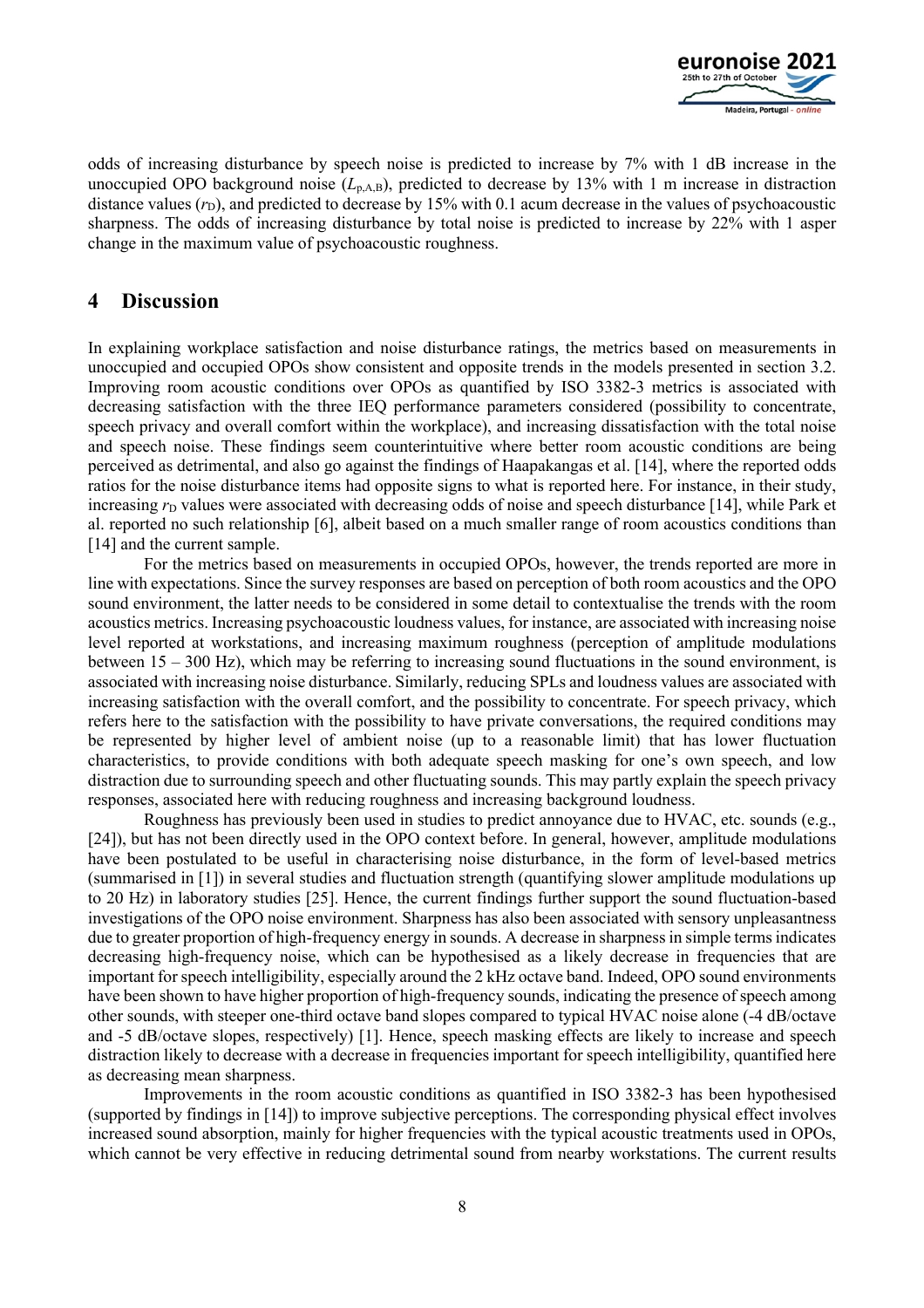odds of increasing disturbance by speech noise is predicted to increase by 7% with 1 dB increase in the unoccupied OPO background noise ($L_{p,A,B}$), predicted to decrease by 13% with 1 m increase in distraction distance values ($r_D$), and predicted to decrease by 15% with 0.1 acum decrease in the values of psychoacoustic sharpness. The odds of increasing disturbance by total noise is predicted to increase by 22% with 1 asper change in the maximum value of psychoacoustic roughness.

# 4 Discussion

In explaining workplace satisfaction and noise disturbance ratings, the metrics based on measurements in unoccupied and occupied OPOs show consistent and opposite trends in the models presented in section 3.2. Improving room acoustic conditions over OPOs as quantified by ISO 3382-3 metrics is associated with decreasing satisfaction with the three IEQ performance parameters considered (possibility to concentrate, speech privacy and overall comfort within the workplace), and increasing dissatisfaction with the total noise and speech noise. These findings seem counterintuitive where better room acoustic conditions are being perceived as detrimental, and also go against the findings of Haapakangas et al. [14], where the reported odds ratios for the noise disturbance items had opposite signs to what is reported here. For instance, in their study, increasing $r_D$ values were associated with decreasing odds of noise and speech disturbance [14], while Park et al. reported no such relationship [6], albeit based on a much smaller range of room acoustics conditions than [14] and the current sample.

For the metrics based on measurements in occupied OPOs, however, the trends reported are more in line with expectations. Since the survey responses are based on perception of both room acoustics and the OPO sound environment, the latter needs to be considered in some detail to contextualise the trends with the room acoustics metrics. Increasing psychoacoustic loudness values, for instance, are associated with increasing noise level reported at workstations, and increasing maximum roughness (perception of amplitude modulations between 15 – 300 Hz), which may be referring to increasing sound fluctuations in the sound environment, is associated with increasing noise disturbance. Similarly, reducing SPLs and loudness values are associated with increasing satisfaction with the overall comfort, and the possibility to concentrate. For speech privacy, which refers here to the satisfaction with the possibility to have private conversations, the required conditions may be represented by higher level of ambient noise (up to a reasonable limit) that has lower fluctuation characteristics, to provide conditions with both adequate speech masking for one's own speech, and low distraction due to surrounding speech and other fluctuating sounds. This may partly explain the speech privacy responses, associated here with reducing roughness and increasing background loudness.

Roughness has previously been used in studies to predict annoyance due to HVAC, etc. sounds (e.g., [24]), but has not been directly used in the OPO context before. In general, however, amplitude modulations have been postulated to be useful in characterising noise disturbance, in the form of level-based metrics (summarised in [1]) in several studies and fluctuation strength (quantifying slower amplitude modulations up to 20 Hz) in laboratory studies [25]. Hence, the current findings further support the sound fluctuation-based investigations of the OPO noise environment. Sharpness has also been associated with sensory unpleasantness due to greater proportion of high-frequency energy in sounds. A decrease in sharpness in simple terms indicates decreasing high-frequency noise, which can be hypothesised as a likely decrease in frequencies that are important for speech intelligibility, especially around the 2 kHz octave band. Indeed, OPO sound environments have been shown to have higher proportion of high-frequency sounds, indicating the presence of speech among other sounds, with steeper one-third octave band slopes compared to typical HVAC noise alone (-4 dB/octave and -5 dB/octave slopes, respectively) [1]. Hence, speech masking effects are likely to increase and speech distraction likely to decrease with a decrease in frequencies important for speech intelligibility, quantified here as decreasing mean sharpness.

Improvements in the room acoustic conditions as quantified in ISO 3382-3 has been hypothesised (supported by findings in [14]) to improve subjective perceptions. The corresponding physical effect involves increased sound absorption, mainly for higher frequencies with the typical acoustic treatments used in OPOs, which cannot be very effective in reducing detrimental sound from nearby workstations. The current results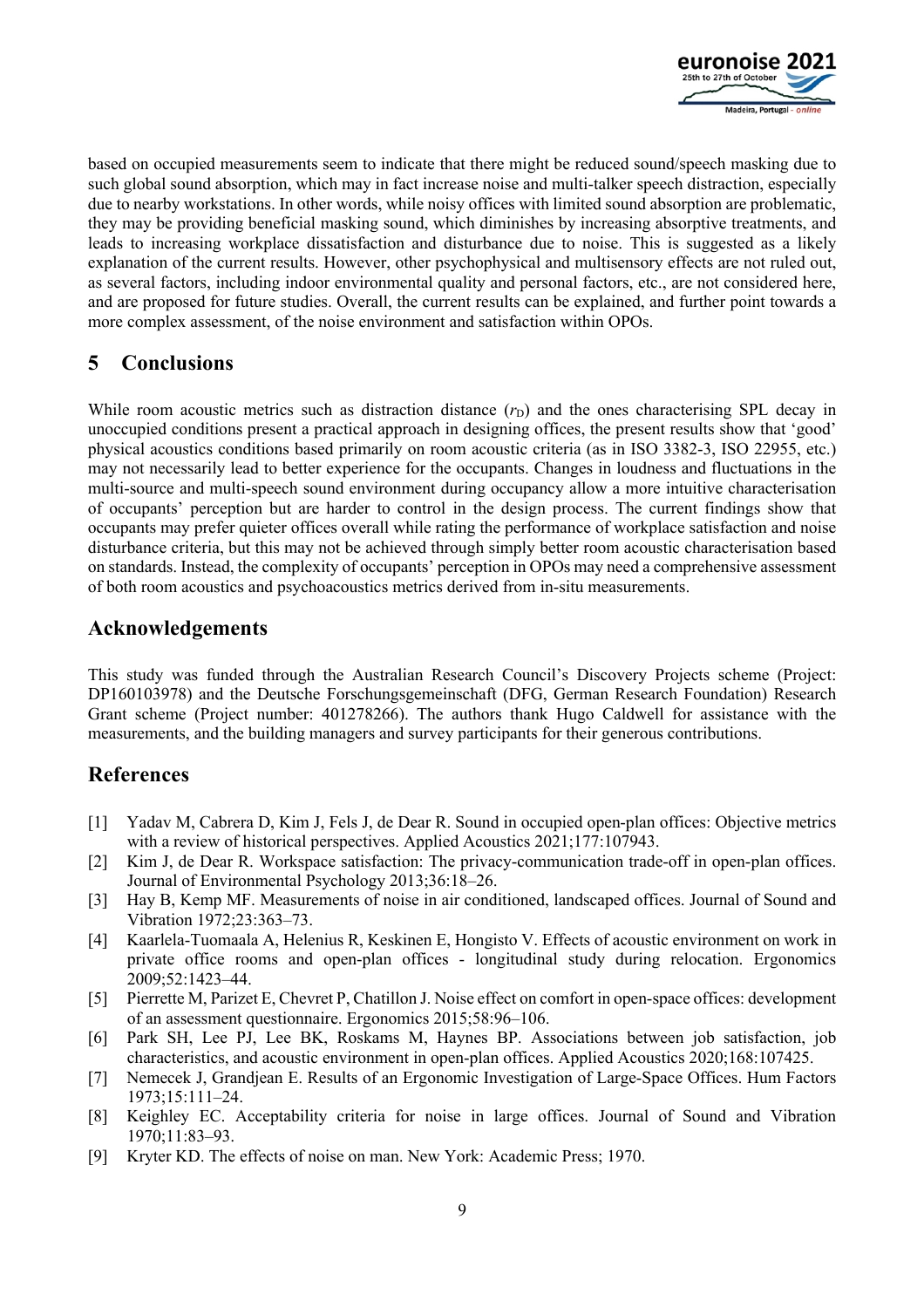based on occupied measurements seem to indicate that there might be reduced sound/speech masking due to such global sound absorption, which may in fact increase noise and multi-talker speech distraction, especially due to nearby workstations. In other words, while noisy offices with limited sound absorption are problematic, they may be providing beneficial masking sound, which diminishes by increasing absorptive treatments, and leads to increasing workplace dissatisfaction and disturbance due to noise. This is suggested as a likely explanation of the current results. However, other psychophysical and multisensory effects are not ruled out, as several factors, including indoor environmental quality and personal factors, etc., are not considered here, and are proposed for future studies. Overall, the current results can be explained, and further point towards a more complex assessment, of the noise environment and satisfaction within OPOs.

# 5 Conclusions

While room acoustic metrics such as distraction distance ($r_D$) and the ones characterising SPL decay in unoccupied conditions present a practical approach in designing offices, the present results show that 'good' physical acoustics conditions based primarily on room acoustic criteria (as in ISO 3382-3, ISO 22955, etc.) may not necessarily lead to better experience for the occupants. Changes in loudness and fluctuations in the multi-source and multi-speech sound environment during occupancy allow a more intuitive characterisation of occupants' perception but are harder to control in the design process. The current findings show that occupants may prefer quieter offices overall while rating the performance of workplace satisfaction and noise disturbance criteria, but this may not be achieved through simply better room acoustic characterisation based on standards. Instead, the complexity of occupants' perception in OPOs may need a comprehensive assessment of both room acoustics and psychoacoustics metrics derived from in-situ measurements.

# Acknowledgements

This study was funded through the Australian Research Council's Discovery Projects scheme (Project: DP160103978) and the Deutsche Forschungsgemeinschaft (DFG, German Research Foundation) Research Grant scheme (Project number: 401278266). The authors thank Hugo Caldwell for assistance with the measurements, and the building managers and survey participants for their generous contributions.

# References

[1] Yadav M, Cabrera D, Kim J, Fels J, de Dear R. Sound in occupied open-plan offices: Objective metrics with a review of historical perspectives. Applied Acoustics 2021;177:107943.

[2] Kim J, de Dear R. Workspace satisfaction: The privacy-communication trade-off in open-plan offices. Journal of Environmental Psychology 2013;36:18–26.

[3] Hay B, Kemp MF. Measurements of noise in air conditioned, landscaped offices. Journal of Sound and Vibration 1972;23:363–73.

[4] Kaarlela-Tuomaala A, Helenius R, Keskinen E, Hongisto V. Effects of acoustic environment on work in private office rooms and open-plan offices - longitudinal study during relocation. Ergonomics 2009;52:1423–44.

[5] Pierrette M, Parizet E, Chevret P, Chatillon J. Noise effect on comfort in open-space offices: development of an assessment questionnaire. Ergonomics 2015;58:96–106.

[6] Park SH, Lee PJ, Lee BK, Roskams M, Haynes BP. Associations between job satisfaction, job characteristics, and acoustic environment in open-plan offices. Applied Acoustics 2020;168:107425.

[7] Nemecek J, Grandjean E. Results of an Ergonomic Investigation of Large-Space Offices. Hum Factors 1973;15:111–24.

[8] Keighley EC. Acceptability criteria for noise in large offices. Journal of Sound and Vibration 1970;11:83–93.

[9] Kryter KD. The effects of noise on man. New York: Academic Press; 1970.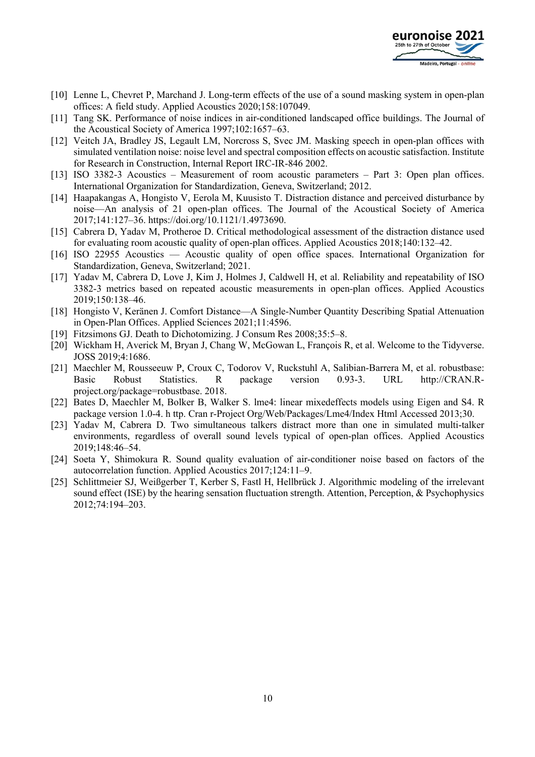[10] Lenne L, Chevret P, Marchand J. Long-term effects of the use of a sound masking system in open-plan offices: A field study. Applied Acoustics 2020;158:107049.

[11] Tang SK. Performance of noise indices in air-conditioned landscaped office buildings. The Journal of the Acoustical Society of America 1997;102:1657–63.

[12] Veitch JA, Bradley JS, Legault LM, Norcross S, Svec JM. Masking speech in open-plan offices with simulated ventilation noise: noise level and spectral composition effects on acoustic satisfaction. Institute for Research in Construction, Internal Report IRC-IR-846 2002.

[13] ISO 3382-3 Acoustics – Measurement of room acoustic parameters – Part 3: Open plan offices. International Organization for Standardization, Geneva, Switzerland; 2012.

[14] Haapakangas A, Hongisto V, Eerola M, Kuusisto T. Distraction distance and perceived disturbance by noise—An analysis of 21 open-plan offices. The Journal of the Acoustical Society of America 2017;141:127–36. https://doi.org/10.1121/1.4973690.

[15] Cabrera D, Yadav M, Protheroe D. Critical methodological assessment of the distraction distance used for evaluating room acoustic quality of open-plan offices. Applied Acoustics 2018;140:132–42.

[16] ISO 22955 Acoustics — Acoustic quality of open office spaces. International Organization for Standardization, Geneva, Switzerland; 2021.

[17] Yadav M, Cabrera D, Love J, Kim J, Holmes J, Caldwell H, et al. Reliability and repeatability of ISO 3382-3 metrics based on repeated acoustic measurements in open-plan offices. Applied Acoustics 2019;150:138–46.

[18] Hongisto V, Keränen J. Comfort Distance—A Single-Number Quantity Describing Spatial Attenuation in Open-Plan Offices. Applied Sciences 2021;11:4596.

[19] Fitzsimons GJ. Death to Dichotomizing. J Consum Res 2008;35:5–8.

[20] Wickham H, Averick M, Bryan J, Chang W, McGowan L, François R, et al. Welcome to the Tidyverse. JOSS 2019;4:1686.

[21] Maechler M, Rousseeuw P, Croux C, Todorov V, Ruckstuhl A, Salibian-Barrera M, et al. robustbase: Basic Robust Statistics. R package version 0.93-3. URL http://CRAN.R-project.org/package=robustbase. 2018.

[22] Bates D, Maechler M, Bolker B, Walker S. lme4: linear mixedeffects models using Eigen and S4. R package version 1.0-4. h ttp. Cran r-Project Org/Web/Packages/Lme4/Index Html Accessed 2013;30.

[23] Yadav M, Cabrera D. Two simultaneous talkers distract more than one in simulated multi-talker environments, regardless of overall sound levels typical of open-plan offices. Applied Acoustics 2019;148:46–54.

[24] Soeta Y, Shimokura R. Sound quality evaluation of air-conditioner noise based on factors of the autocorrelation function. Applied Acoustics 2017;124:11–9.

[25] Schlittmeier SJ, Weißgerber T, Kerber S, Fastl H, Hellbrück J. Algorithmic modeling of the irrelevant sound effect (ISE) by the hearing sensation fluctuation strength. Attention, Perception, & Psychophysics 2012;74:194–203.